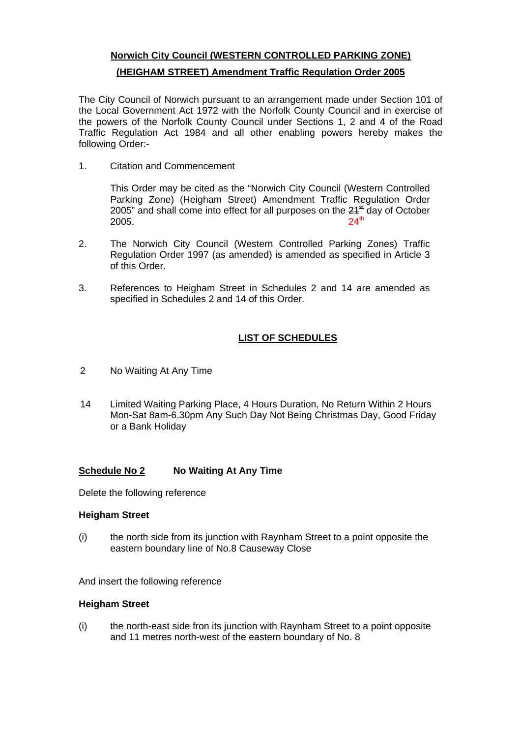**Norwich City Council (WESTERN CONTROLLED PARKING ZONE)**

**(HEIGHAM STREET) Amendment Traffic Regulation Order 2005**

The City Council of Norwich pursuant to an arrangement made under Section 101 of the Local Government Act 1972 with the Norfolk County Council and in exercise of the powers of the Norfolk County Council under Sections 1, 2 and 4 of the Road Traffic Regulation Act 1984 and all other enabling powers hereby makes the following Order:-

1. Citation and Commencement

   This Order may be cited as the "Norwich City Council (Western Controlled Parking Zone) (Heigham Street) Amendment Traffic Regulation Order 2005" and shall come into effect for all purposes on the ~~21st~~ 24th day of October 2005.

2. The Norwich City Council (Western Controlled Parking Zones) Traffic Regulation Order 1997 (as amended) is amended as specified in Article 3 of this Order.

3. References to Heigham Street in Schedules 2 and 14 are amended as specified in Schedules 2 and 14 of this Order.

**LIST OF SCHEDULES**

2 No Waiting At Any Time

14 Limited Waiting Parking Place, 4 Hours Duration, No Return Within 2 Hours Mon-Sat 8am-6.30pm Any Such Day Not Being Christmas Day, Good Friday or a Bank Holiday

**Schedule No 2** **No Waiting At Any Time**

Delete the following reference

**Heigham Street**

(i) the north side from its junction with Raynham Street to a point opposite the eastern boundary line of No.8 Causeway Close

And insert the following reference

**Heigham Street**

(i) the north-east side fron its junction with Raynham Street to a point opposite and 11 metres north-west of the eastern boundary of No. 8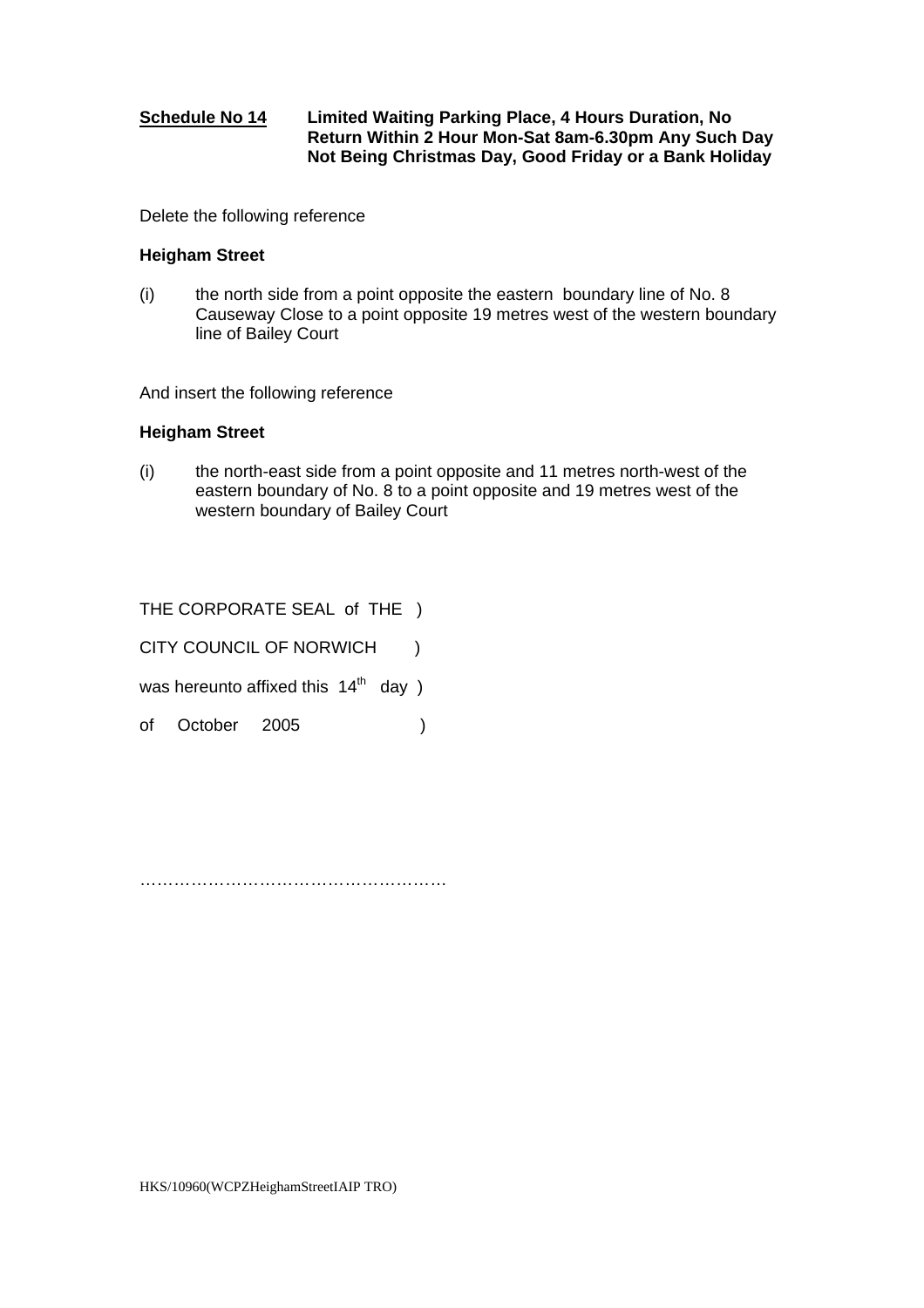**Schedule No 14** **Limited Waiting Parking Place, 4 Hours Duration, No Return Within 2 Hour Mon-Sat 8am-6.30pm Any Such Day Not Being Christmas Day, Good Friday or a Bank Holiday**

Delete the following reference

**Heigham Street**

(i) the north side from a point opposite the eastern boundary line of No. 8 Causeway Close to a point opposite 19 metres west of the western boundary line of Bailey Court

And insert the following reference

**Heigham Street**

(i) the north-east side from a point opposite and 11 metres north-west of the eastern boundary of No. 8 to a point opposite and 19 metres west of the western boundary of Bailey Court

THE CORPORATE SEAL of THE )

CITY COUNCIL OF NORWICH )

was hereunto affixed this 14th day )

of October 2005 )

……………………………………………

HKS/10960(WCPZHeighamStreetIAIP TRO)